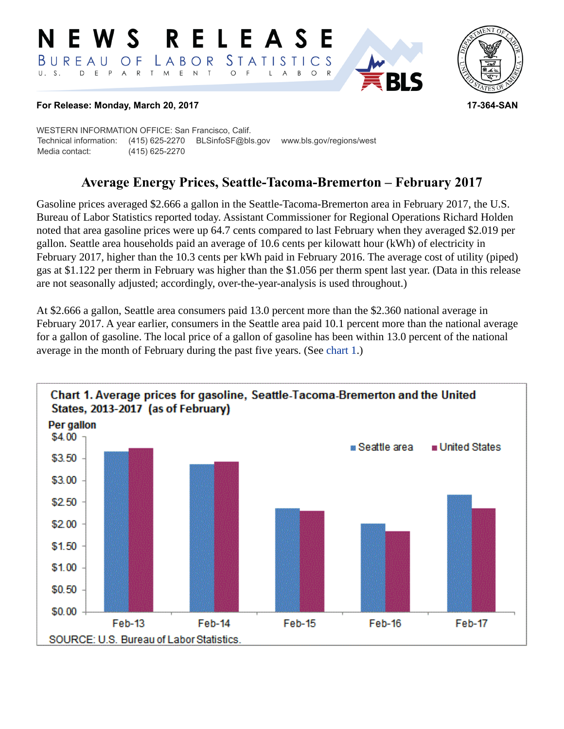# NEWS RELEASE

BUREAU OF LABOR STATISTICS
U. S. DEPARTMENT OF LABOR

**For Release: Monday, March 20, 2017** **17-364-SAN**

WESTERN INFORMATION OFFICE: San Francisco, Calif.
Technical information: (415) 625-2270 BLSinfoSF@bls.gov www.bls.gov/regions/west
Media contact: (415) 625-2270

## Average Energy Prices, Seattle-Tacoma-Bremerton – February 2017

Gasoline prices averaged $2.666 a gallon in the Seattle-Tacoma-Bremerton area in February 2017, the U.S. Bureau of Labor Statistics reported today. Assistant Commissioner for Regional Operations Richard Holden noted that area gasoline prices were up 64.7 cents compared to last February when they averaged $2.019 per gallon. Seattle area households paid an average of 10.6 cents per kilowatt hour (kWh) of electricity in February 2017, higher than the 10.3 cents per kWh paid in February 2016. The average cost of utility (piped) gas at $1.122 per therm in February was higher than the $1.056 per therm spent last year. (Data in this release are not seasonally adjusted; accordingly, over-the-year-analysis is used throughout.)

At $2.666 a gallon, Seattle area consumers paid 13.0 percent more than the $2.360 national average in February 2017. A year earlier, consumers in the Seattle area paid 10.1 percent more than the national average for a gallon of gasoline. The local price of a gallon of gasoline has been within 13.0 percent of the national average in the month of February during the past five years. (See chart 1.)

**Chart 1. Average prices for gasoline, Seattle-Tacoma-Bremerton and the United States, 2013-2017 (as of February)**

SOURCE: U.S. Bureau of Labor Statistics.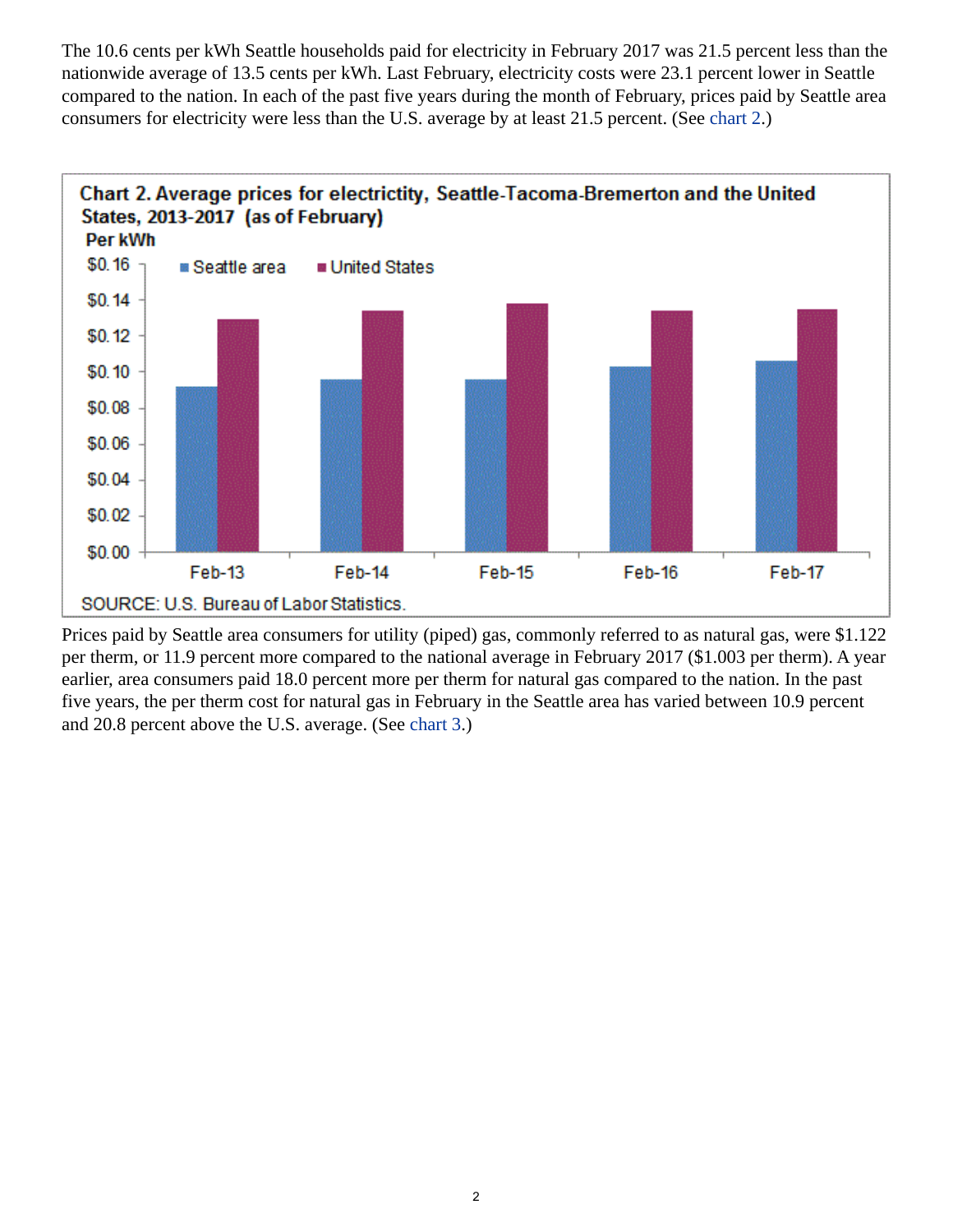The 10.6 cents per kWh Seattle households paid for electricity in February 2017 was 21.5 percent less than the nationwide average of 13.5 cents per kWh. Last February, electricity costs were 23.1 percent lower in Seattle compared to the nation. In each of the past five years during the month of February, prices paid by Seattle area consumers for electricity were less than the U.S. average by at least 21.5 percent. (See chart 2.)

Chart 2. Average prices for electrictity, Seattle-Tacoma-Bremerton and the United States, 2013-2017 (as of February)

SOURCE: U.S. Bureau of Labor Statistics.

Prices paid by Seattle area consumers for utility (piped) gas, commonly referred to as natural gas, were $1.122 per therm, or 11.9 percent more compared to the national average in February 2017 ($1.003 per therm). A year earlier, area consumers paid 18.0 percent more per therm for natural gas compared to the nation. In the past five years, the per therm cost for natural gas in February in the Seattle area has varied between 10.9 percent and 20.8 percent above the U.S. average. (See chart 3.)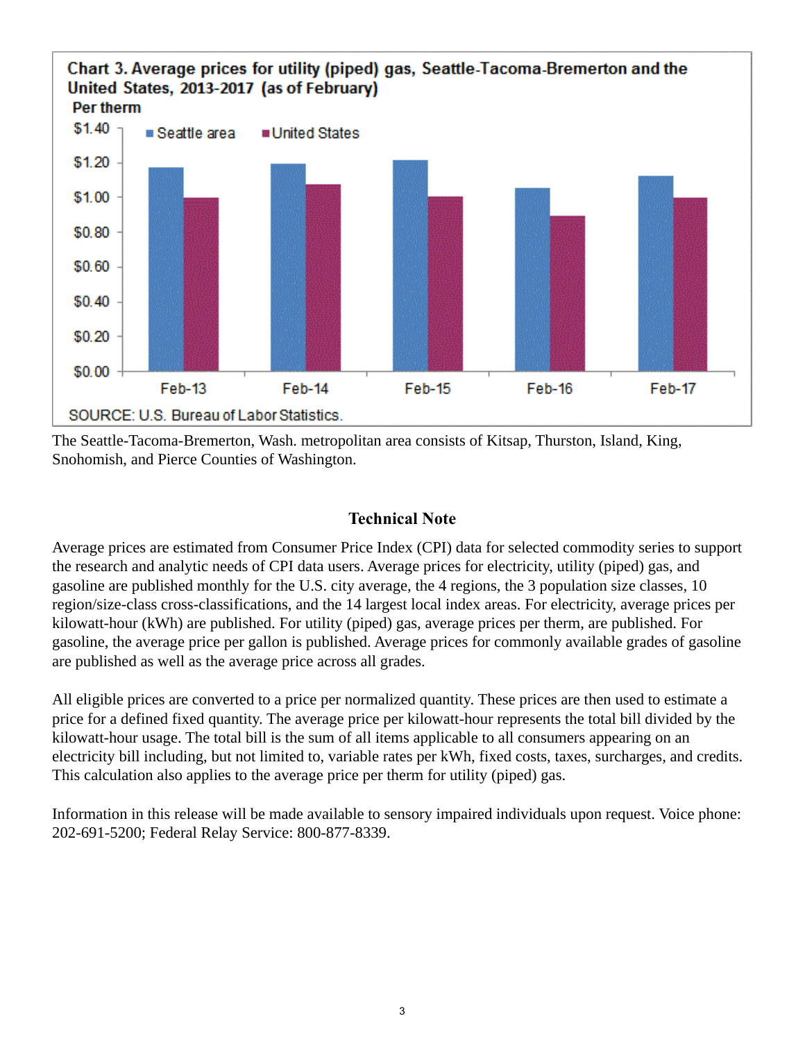**Chart 3. Average prices for utility (piped) gas, Seattle-Tacoma-Bremerton and the United States, 2013-2017 (as of February)**

Per therm

SOURCE: U.S. Bureau of Labor Statistics.

The Seattle-Tacoma-Bremerton, Wash. metropolitan area consists of Kitsap, Thurston, Island, King, Snohomish, and Pierce Counties of Washington.

## Technical Note

Average prices are estimated from Consumer Price Index (CPI) data for selected commodity series to support the research and analytic needs of CPI data users. Average prices for electricity, utility (piped) gas, and gasoline are published monthly for the U.S. city average, the 4 regions, the 3 population size classes, 10 region/size-class cross-classifications, and the 14 largest local index areas. For electricity, average prices per kilowatt-hour (kWh) are published. For utility (piped) gas, average prices per therm, are published. For gasoline, the average price per gallon is published. Average prices for commonly available grades of gasoline are published as well as the average price across all grades.

All eligible prices are converted to a price per normalized quantity. These prices are then used to estimate a price for a defined fixed quantity. The average price per kilowatt-hour represents the total bill divided by the kilowatt-hour usage. The total bill is the sum of all items applicable to all consumers appearing on an electricity bill including, but not limited to, variable rates per kWh, fixed costs, taxes, surcharges, and credits. This calculation also applies to the average price per therm for utility (piped) gas.

Information in this release will be made available to sensory impaired individuals upon request. Voice phone: 202-691-5200; Federal Relay Service: 800-877-8339.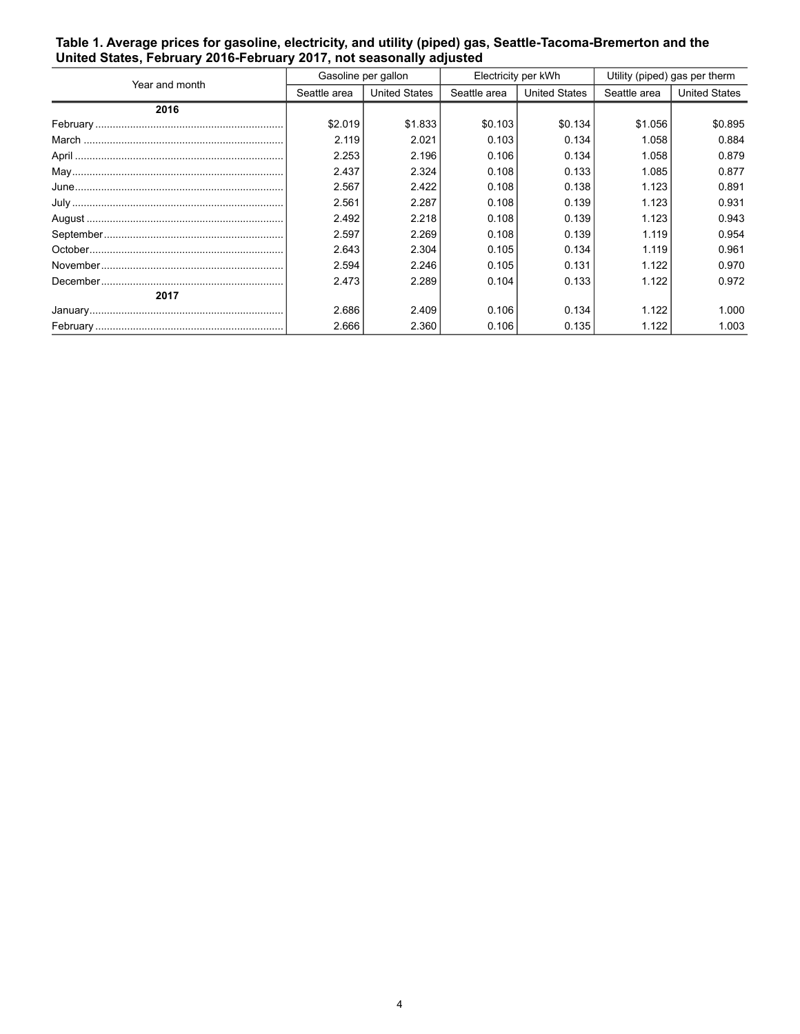**Table 1. Average prices for gasoline, electricity, and utility (piped) gas, Seattle-Tacoma-Bremerton and the United States, February 2016-February 2017, not seasonally adjusted**

| Year and month | Gasoline per gallon | | Electricity per kWh | | Utility (piped) gas per therm | |
|---|---|---|---|---|---|---|
| | Seattle area | United States | Seattle area | United States | Seattle area | United States |
| **2016** | | | | | | |
| February | $2.019 | $1.833 | $0.103 | $0.134 | $1.056 | $0.895 |
| March | 2.119 | 2.021 | 0.103 | 0.134 | 1.058 | 0.884 |
| April | 2.253 | 2.196 | 0.106 | 0.134 | 1.058 | 0.879 |
| May | 2.437 | 2.324 | 0.108 | 0.133 | 1.085 | 0.877 |
| June | 2.567 | 2.422 | 0.108 | 0.138 | 1.123 | 0.891 |
| July | 2.561 | 2.287 | 0.108 | 0.139 | 1.123 | 0.931 |
| August | 2.492 | 2.218 | 0.108 | 0.139 | 1.123 | 0.943 |
| September | 2.597 | 2.269 | 0.108 | 0.139 | 1.119 | 0.954 |
| October | 2.643 | 2.304 | 0.105 | 0.134 | 1.119 | 0.961 |
| November | 2.594 | 2.246 | 0.105 | 0.131 | 1.122 | 0.970 |
| December | 2.473 | 2.289 | 0.104 | 0.133 | 1.122 | 0.972 |
| **2017** | | | | | | |
| January | 2.686 | 2.409 | 0.106 | 0.134 | 1.122 | 1.000 |
| February | 2.666 | 2.360 | 0.106 | 0.135 | 1.122 | 1.003 |